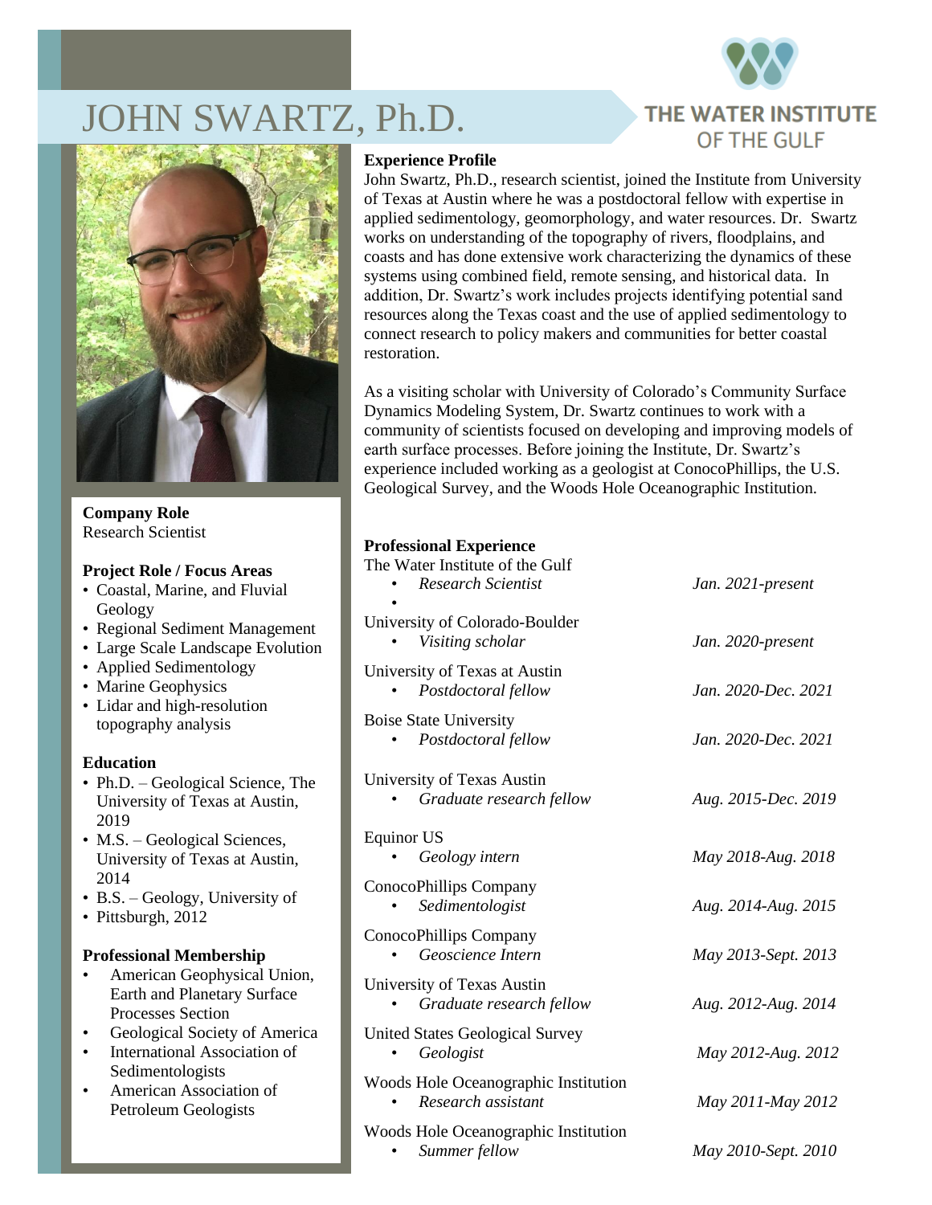# JOHN SWARTZ, Ph.D.

THE WATER INSTITUTE OF THE GULF

**Company Role**
Research Scientist

**Project Role / Focus Areas**
- Coastal, Marine, and Fluvial Geology
- Regional Sediment Management
- Large Scale Landscape Evolution
- Applied Sedimentology
- Marine Geophysics
- Lidar and high-resolution topography analysis

**Education**
- Ph.D. – Geological Science, The University of Texas at Austin, 2019
- M.S. – Geological Sciences, University of Texas at Austin, 2014
- B.S. – Geology, University of
- Pittsburgh, 2012

**Professional Membership**
- American Geophysical Union, Earth and Planetary Surface Processes Section
- Geological Society of America
- International Association of Sedimentologists
- American Association of Petroleum Geologists

**Experience Profile**

John Swartz, Ph.D., research scientist, joined the Institute from University of Texas at Austin where he was a postdoctoral fellow with expertise in applied sedimentology, geomorphology, and water resources. Dr. Swartz works on understanding of the topography of rivers, floodplains, and coasts and has done extensive work characterizing the dynamics of these systems using combined field, remote sensing, and historical data. In addition, Dr. Swartz's work includes projects identifying potential sand resources along the Texas coast and the use of applied sedimentology to connect research to policy makers and communities for better coastal restoration.

As a visiting scholar with University of Colorado's Community Surface Dynamics Modeling System, Dr. Swartz continues to work with a community of scientists focused on developing and improving models of earth surface processes. Before joining the Institute, Dr. Swartz's experience included working as a geologist at ConocoPhillips, the U.S. Geological Survey, and the Woods Hole Oceanographic Institution.

**Professional Experience**

The Water Institute of the Gulf
- *Research Scientist* — *Jan. 2021-present*

University of Colorado-Boulder
- *Visiting scholar* — *Jan. 2020-present*

University of Texas at Austin
- *Postdoctoral fellow* — *Jan. 2020-Dec. 2021*

Boise State University
- *Postdoctoral fellow* — *Jan. 2020-Dec. 2021*

University of Texas Austin
- *Graduate research fellow* — *Aug. 2015-Dec. 2019*

Equinor US
- *Geology intern* — *May 2018-Aug. 2018*

ConocoPhillips Company
- *Sedimentologist* — *Aug. 2014-Aug. 2015*

ConocoPhillips Company
- *Geoscience Intern* — *May 2013-Sept. 2013*

University of Texas Austin
- *Graduate research fellow* — *Aug. 2012-Aug. 2014*

United States Geological Survey
- *Geologist* — *May 2012-Aug. 2012*

Woods Hole Oceanographic Institution
- *Research assistant* — *May 2011-May 2012*

Woods Hole Oceanographic Institution
- *Summer fellow* — *May 2010-Sept. 2010*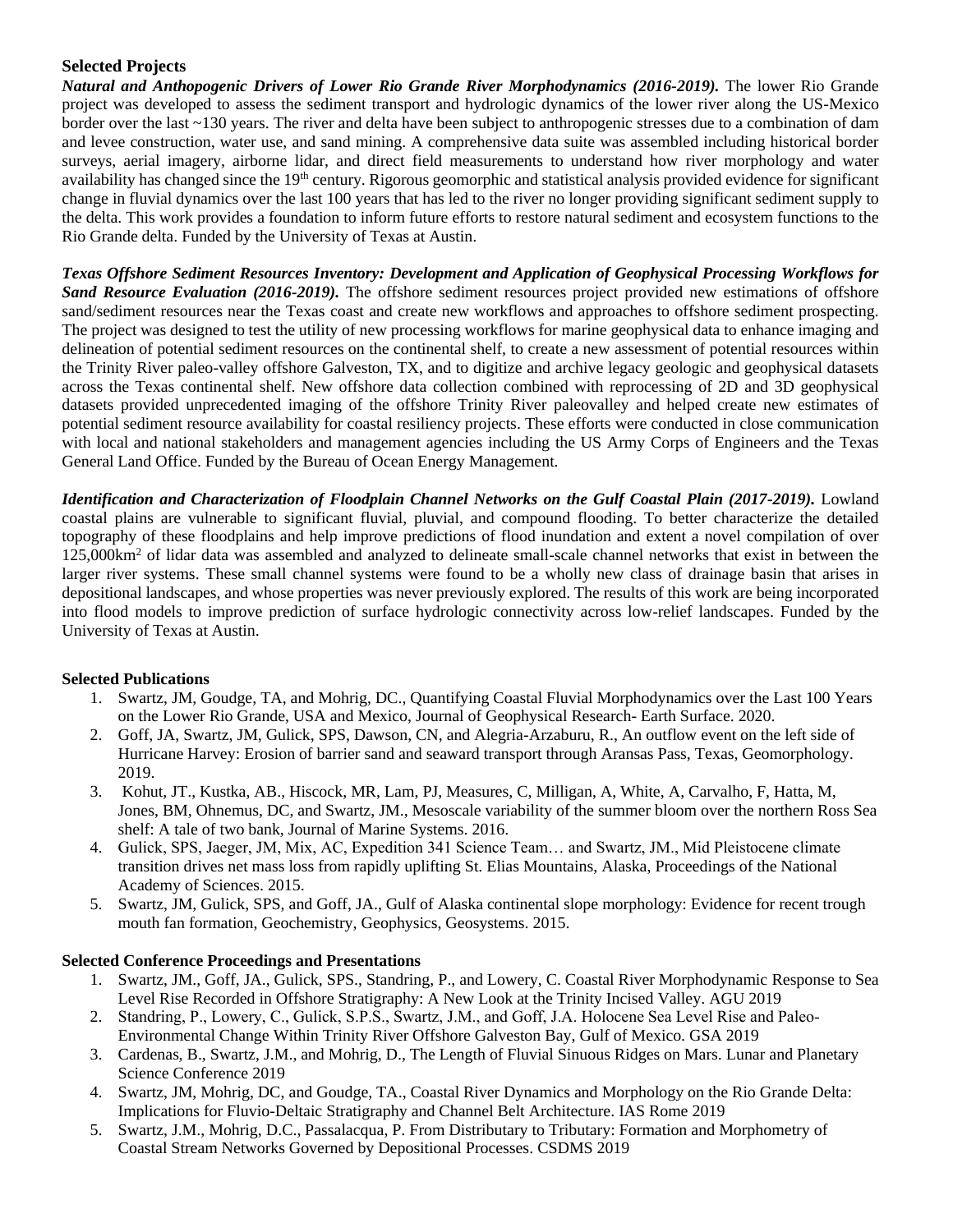**Selected Projects**

***Natural and Anthopogenic Drivers of Lower Rio Grande River Morphodynamics (2016-2019).*** The lower Rio Grande project was developed to assess the sediment transport and hydrologic dynamics of the lower river along the US-Mexico border over the last ~130 years. The river and delta have been subject to anthropogenic stresses due to a combination of dam and levee construction, water use, and sand mining. A comprehensive data suite was assembled including historical border surveys, aerial imagery, airborne lidar, and direct field measurements to understand how river morphology and water availability has changed since the 19th century. Rigorous geomorphic and statistical analysis provided evidence for significant change in fluvial dynamics over the last 100 years that has led to the river no longer providing significant sediment supply to the delta. This work provides a foundation to inform future efforts to restore natural sediment and ecosystem functions to the Rio Grande delta. Funded by the University of Texas at Austin.

***Texas Offshore Sediment Resources Inventory: Development and Application of Geophysical Processing Workflows for Sand Resource Evaluation (2016-2019).*** The offshore sediment resources project provided new estimations of offshore sand/sediment resources near the Texas coast and create new workflows and approaches to offshore sediment prospecting. The project was designed to test the utility of new processing workflows for marine geophysical data to enhance imaging and delineation of potential sediment resources on the continental shelf, to create a new assessment of potential resources within the Trinity River paleo-valley offshore Galveston, TX, and to digitize and archive legacy geologic and geophysical datasets across the Texas continental shelf. New offshore data collection combined with reprocessing of 2D and 3D geophysical datasets provided unprecedented imaging of the offshore Trinity River paleovalley and helped create new estimates of potential sediment resource availability for coastal resiliency projects. These efforts were conducted in close communication with local and national stakeholders and management agencies including the US Army Corps of Engineers and the Texas General Land Office. Funded by the Bureau of Ocean Energy Management.

***Identification and Characterization of Floodplain Channel Networks on the Gulf Coastal Plain (2017-2019).*** Lowland coastal plains are vulnerable to significant fluvial, pluvial, and compound flooding. To better characterize the detailed topography of these floodplains and help improve predictions of flood inundation and extent a novel compilation of over 125,000km$^2$ of lidar data was assembled and analyzed to delineate small-scale channel networks that exist in between the larger river systems. These small channel systems were found to be a wholly new class of drainage basin that arises in depositional landscapes, and whose properties was never previously explored. The results of this work are being incorporated into flood models to improve prediction of surface hydrologic connectivity across low-relief landscapes. Funded by the University of Texas at Austin.

**Selected Publications**

1. Swartz, JM, Goudge, TA, and Mohrig, DC., Quantifying Coastal Fluvial Morphodynamics over the Last 100 Years on the Lower Rio Grande, USA and Mexico, Journal of Geophysical Research- Earth Surface. 2020.
2. Goff, JA, Swartz, JM, Gulick, SPS, Dawson, CN, and Alegria-Arzaburu, R., An outflow event on the left side of Hurricane Harvey: Erosion of barrier sand and seaward transport through Aransas Pass, Texas, Geomorphology. 2019.
3. Kohut, JT., Kustka, AB., Hiscock, MR, Lam, PJ, Measures, C, Milligan, A, White, A, Carvalho, F, Hatta, M, Jones, BM, Ohnemus, DC, and Swartz, JM., Mesoscale variability of the summer bloom over the northern Ross Sea shelf: A tale of two bank, Journal of Marine Systems. 2016.
4. Gulick, SPS, Jaeger, JM, Mix, AC, Expedition 341 Science Team… and Swartz, JM., Mid Pleistocene climate transition drives net mass loss from rapidly uplifting St. Elias Mountains, Alaska, Proceedings of the National Academy of Sciences. 2015.
5. Swartz, JM, Gulick, SPS, and Goff, JA., Gulf of Alaska continental slope morphology: Evidence for recent trough mouth fan formation, Geochemistry, Geophysics, Geosystems. 2015.

**Selected Conference Proceedings and Presentations**

1. Swartz, JM., Goff, JA., Gulick, SPS., Standring, P., and Lowery, C. Coastal River Morphodynamic Response to Sea Level Rise Recorded in Offshore Stratigraphy: A New Look at the Trinity Incised Valley. AGU 2019
2. Standring, P., Lowery, C., Gulick, S.P.S., Swartz, J.M., and Goff, J.A. Holocene Sea Level Rise and Paleo-Environmental Change Within Trinity River Offshore Galveston Bay, Gulf of Mexico. GSA 2019
3. Cardenas, B., Swartz, J.M., and Mohrig, D., The Length of Fluvial Sinuous Ridges on Mars. Lunar and Planetary Science Conference 2019
4. Swartz, JM, Mohrig, DC, and Goudge, TA., Coastal River Dynamics and Morphology on the Rio Grande Delta: Implications for Fluvio-Deltaic Stratigraphy and Channel Belt Architecture. IAS Rome 2019
5. Swartz, J.M., Mohrig, D.C., Passalacqua, P. From Distributary to Tributary: Formation and Morphometry of Coastal Stream Networks Governed by Depositional Processes. CSDMS 2019